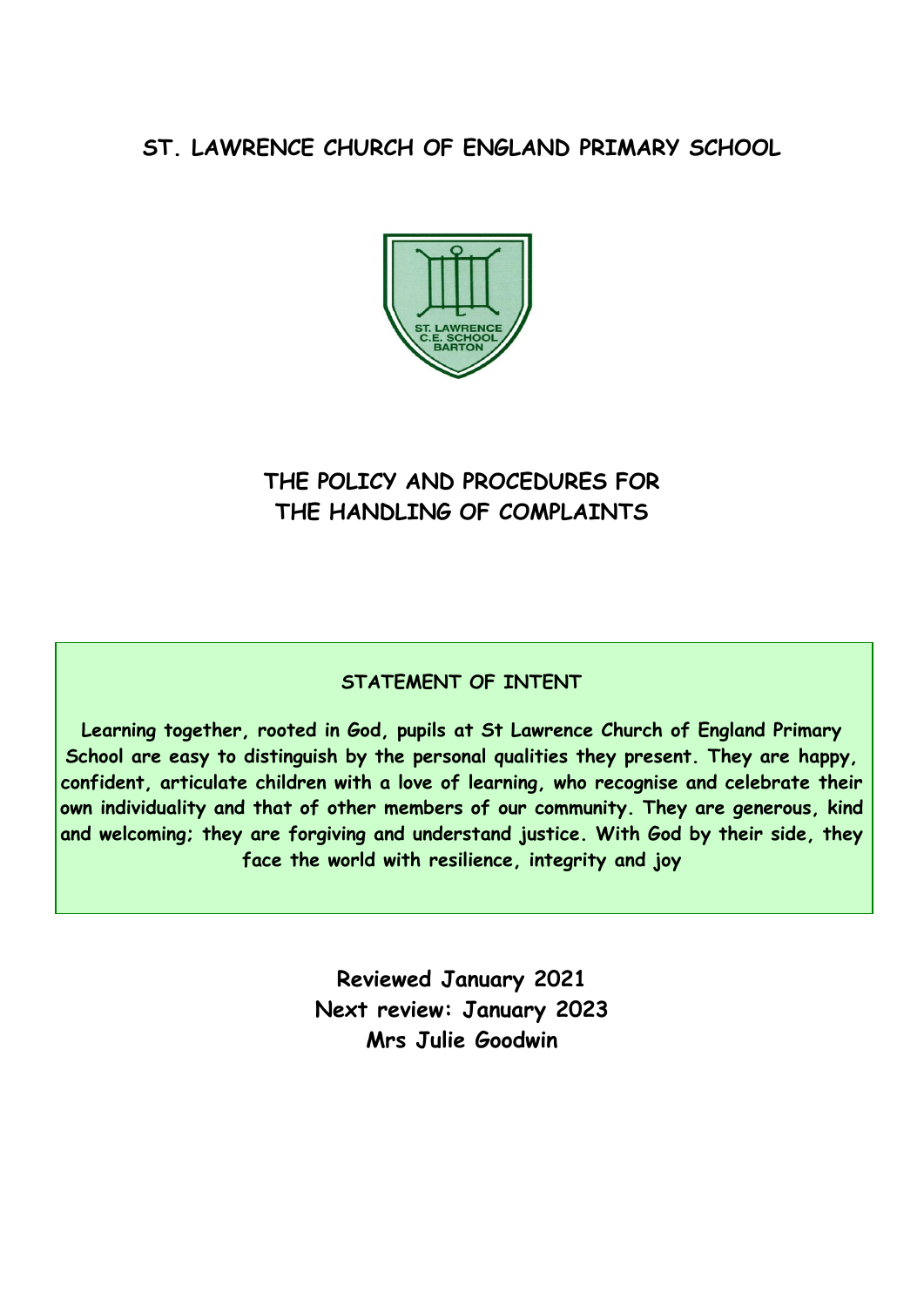# ST. LAWRENCE CHURCH OF ENGLAND PRIMARY SCHOOL

## THE POLICY AND PROCEDURES FOR THE HANDLING OF COMPLAINTS

**STATEMENT OF INTENT**

**Learning together, rooted in God, pupils at St Lawrence Church of England Primary School are easy to distinguish by the personal qualities they present. They are happy, confident, articulate children with a love of learning, who recognise and celebrate their own individuality and that of other members of our community. They are generous, kind and welcoming; they are forgiving and understand justice. With God by their side, they face the world with resilience, integrity and joy**

**Reviewed January 2021**
**Next review: January 2023**
**Mrs Julie Goodwin**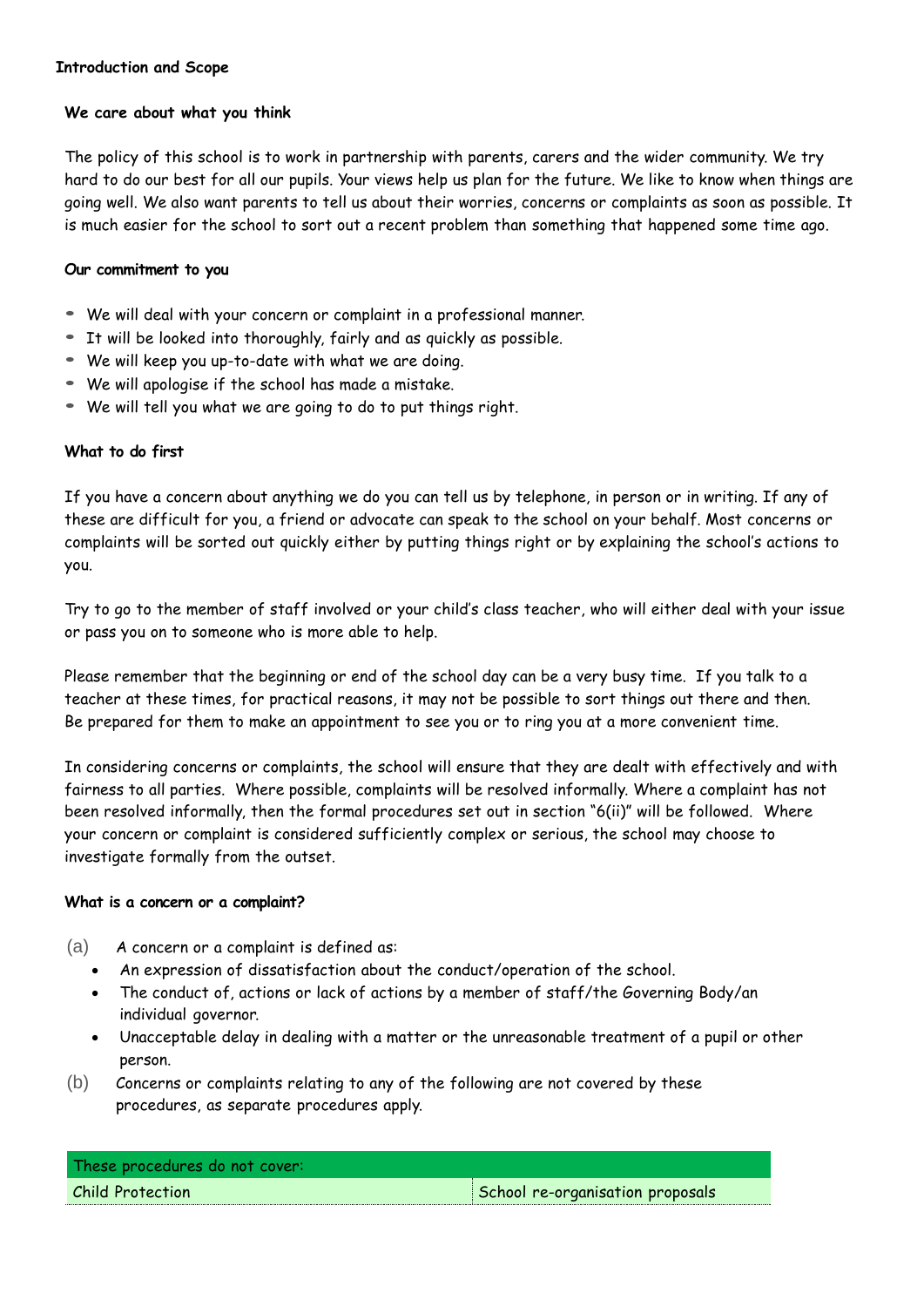## Introduction and Scope

### We care about what you think

The policy of this school is to work in partnership with parents, carers and the wider community. We try hard to do our best for all our pupils. Your views help us plan for the future. We like to know when things are going well. We also want parents to tell us about their worries, concerns or complaints as soon as possible. It is much easier for the school to sort out a recent problem than something that happened some time ago.

### Our commitment to you

- We will deal with your concern or complaint in a professional manner.
- It will be looked into thoroughly, fairly and as quickly as possible.
- We will keep you up-to-date with what we are doing.
- We will apologise if the school has made a mistake.
- We will tell you what we are going to do to put things right.

### What to do first

If you have a concern about anything we do you can tell us by telephone, in person or in writing. If any of these are difficult for you, a friend or advocate can speak to the school on your behalf. Most concerns or complaints will be sorted out quickly either by putting things right or by explaining the school's actions to you.

Try to go to the member of staff involved or your child's class teacher, who will either deal with your issue or pass you on to someone who is more able to help.

Please remember that the beginning or end of the school day can be a very busy time. If you talk to a teacher at these times, for practical reasons, it may not be possible to sort things out there and then. Be prepared for them to make an appointment to see you or to ring you at a more convenient time.

In considering concerns or complaints, the school will ensure that they are dealt with effectively and with fairness to all parties. Where possible, complaints will be resolved informally. Where a complaint has not been resolved informally, then the formal procedures set out in section "6(ii)" will be followed. Where your concern or complaint is considered sufficiently complex or serious, the school may choose to investigate formally from the outset.

### What is a concern or a complaint?

(a) A concern or a complaint is defined as:

- An expression of dissatisfaction about the conduct/operation of the school.
- The conduct of, actions or lack of actions by a member of staff/the Governing Body/an individual governor.
- Unacceptable delay in dealing with a matter or the unreasonable treatment of a pupil or other person.

(b) Concerns or complaints relating to any of the following are not covered by these procedures, as separate procedures apply.

| These procedures do not cover: | |
|---|---|
| Child Protection | School re-organisation proposals |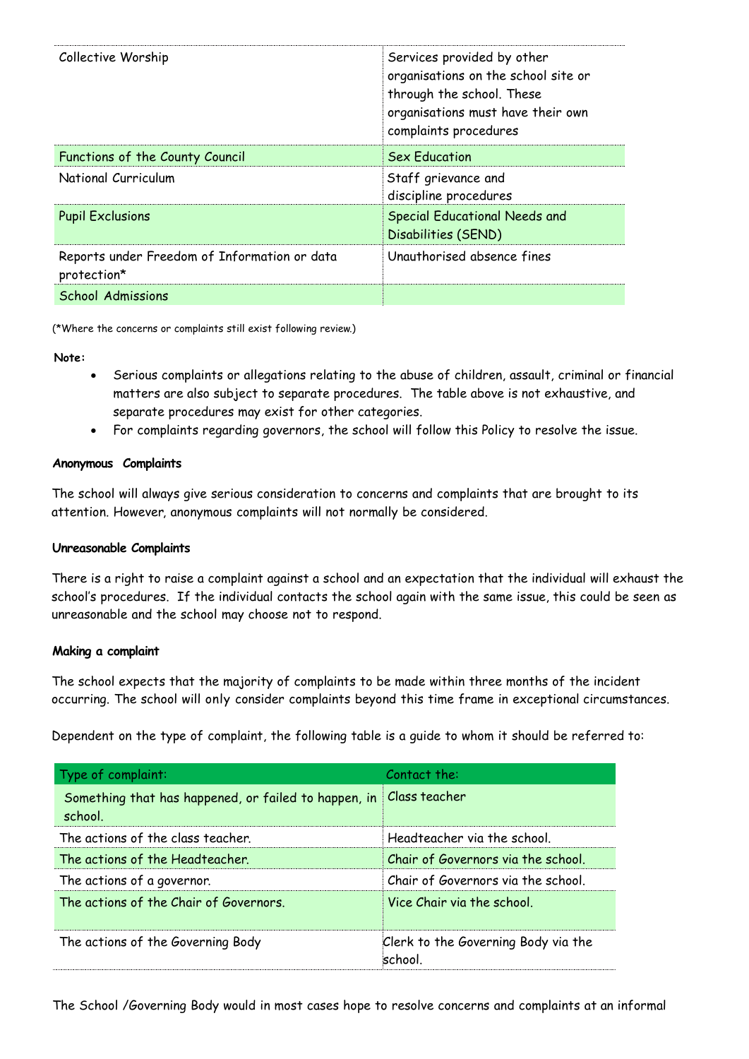| | |
|---|---|
| Collective Worship | Services provided by other organisations on the school site or through the school. These organisations must have their own complaints procedures |
| Functions of the County Council | Sex Education |
| National Curriculum | Staff grievance and discipline procedures |
| Pupil Exclusions | Special Educational Needs and Disabilities (SEND) |
| Reports under Freedom of Information or data protection* | Unauthorised absence fines |
| School Admissions | |

(*Where the concerns or complaints still exist following review.)

**Note:**

- Serious complaints or allegations relating to the abuse of children, assault, criminal or financial matters are also subject to separate procedures. The table above is not exhaustive, and separate procedures may exist for other categories.
- For complaints regarding governors, the school will follow this Policy to resolve the issue.

**Anonymous Complaints**

The school will always give serious consideration to concerns and complaints that are brought to its attention. However, anonymous complaints will not normally be considered.

**Unreasonable Complaints**

There is a right to raise a complaint against a school and an expectation that the individual will exhaust the school's procedures. If the individual contacts the school again with the same issue, this could be seen as unreasonable and the school may choose not to respond.

**Making a complaint**

The school expects that the majority of complaints to be made within three months of the incident occurring. The school will only consider complaints beyond this time frame in exceptional circumstances.

Dependent on the type of complaint, the following table is a guide to whom it should be referred to:

| Type of complaint: | Contact the: |
|---|---|
| Something that has happened, or failed to happen, in school. | Class teacher |
| The actions of the class teacher. | Headteacher via the school. |
| The actions of the Headteacher. | Chair of Governors via the school. |
| The actions of a governor. | Chair of Governors via the school. |
| The actions of the Chair of Governors. | Vice Chair via the school. |
| The actions of the Governing Body | Clerk to the Governing Body via the school. |

The School /Governing Body would in most cases hope to resolve concerns and complaints at an informal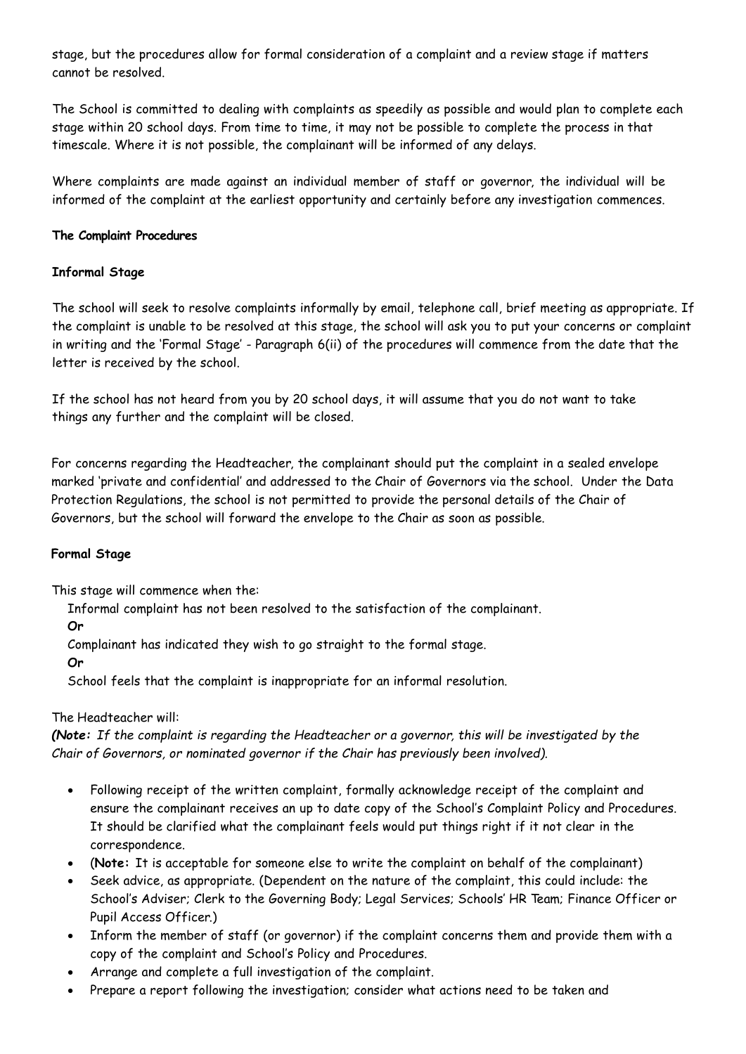stage, but the procedures allow for formal consideration of a complaint and a review stage if matters cannot be resolved.

The School is committed to dealing with complaints as speedily as possible and would plan to complete each stage within 20 school days. From time to time, it may not be possible to complete the process in that timescale. Where it is not possible, the complainant will be informed of any delays.

Where complaints are made against an individual member of staff or governor, the individual will be informed of the complaint at the earliest opportunity and certainly before any investigation commences.

**The Complaint Procedures**

**Informal Stage**

The school will seek to resolve complaints informally by email, telephone call, brief meeting as appropriate. If the complaint is unable to be resolved at this stage, the school will ask you to put your concerns or complaint in writing and the 'Formal Stage' - Paragraph 6(ii) of the procedures will commence from the date that the letter is received by the school.

If the school has not heard from you by 20 school days, it will assume that you do not want to take things any further and the complaint will be closed.

For concerns regarding the Headteacher, the complainant should put the complaint in a sealed envelope marked 'private and confidential' and addressed to the Chair of Governors via the school. Under the Data Protection Regulations, the school is not permitted to provide the personal details of the Chair of Governors, but the school will forward the envelope to the Chair as soon as possible.

**Formal Stage**

This stage will commence when the:

Informal complaint has not been resolved to the satisfaction of the complainant.

***Or***

Complainant has indicated they wish to go straight to the formal stage.

***Or***

School feels that the complaint is inappropriate for an informal resolution.

The Headteacher will:

***(Note:*** *If the complaint is regarding the Headteacher or a governor, this will be investigated by the Chair of Governors, or nominated governor if the Chair has previously been involved).*

- Following receipt of the written complaint, formally acknowledge receipt of the complaint and ensure the complainant receives an up to date copy of the School's Complaint Policy and Procedures. It should be clarified what the complainant feels would put things right if it not clear in the correspondence.
- (**Note:** It is acceptable for someone else to write the complaint on behalf of the complainant)
- Seek advice, as appropriate. (Dependent on the nature of the complaint, this could include: the School's Adviser; Clerk to the Governing Body; Legal Services; Schools' HR Team; Finance Officer or Pupil Access Officer.)
- Inform the member of staff (or governor) if the complaint concerns them and provide them with a copy of the complaint and School's Policy and Procedures.
- Arrange and complete a full investigation of the complaint.
- Prepare a report following the investigation; consider what actions need to be taken and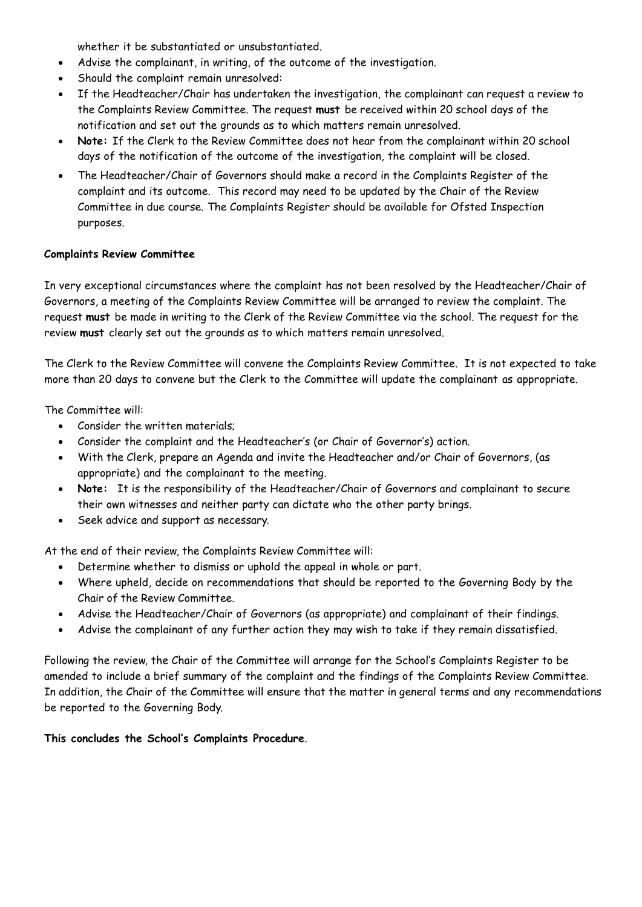whether it be substantiated or unsubstantiated.

- Advise the complainant, in writing, of the outcome of the investigation.
- Should the complaint remain unresolved:
- If the Headteacher/Chair has undertaken the investigation, the complainant can request a review to the Complaints Review Committee. The request **must** be received within 20 school days of the notification and set out the grounds as to which matters remain unresolved.
- **Note:** If the Clerk to the Review Committee does not hear from the complainant within 20 school days of the notification of the outcome of the investigation, the complaint will be closed.
- The Headteacher/Chair of Governors should make a record in the Complaints Register of the complaint and its outcome. This record may need to be updated by the Chair of the Review Committee in due course. The Complaints Register should be available for Ofsted Inspection purposes.

**Complaints Review Committee**

In very exceptional circumstances where the complaint has not been resolved by the Headteacher/Chair of Governors, a meeting of the Complaints Review Committee will be arranged to review the complaint. The request **must** be made in writing to the Clerk of the Review Committee via the school. The request for the review **must** clearly set out the grounds as to which matters remain unresolved.

The Clerk to the Review Committee will convene the Complaints Review Committee. It is not expected to take more than 20 days to convene but the Clerk to the Committee will update the complainant as appropriate.

The Committee will:

- Consider the written materials;
- Consider the complaint and the Headteacher's (or Chair of Governor's) action.
- With the Clerk, prepare an Agenda and invite the Headteacher and/or Chair of Governors, (as appropriate) and the complainant to the meeting.
- **Note:** It is the responsibility of the Headteacher/Chair of Governors and complainant to secure their own witnesses and neither party can dictate who the other party brings.
- Seek advice and support as necessary.

At the end of their review, the Complaints Review Committee will:

- Determine whether to dismiss or uphold the appeal in whole or part.
- Where upheld, decide on recommendations that should be reported to the Governing Body by the Chair of the Review Committee.
- Advise the Headteacher/Chair of Governors (as appropriate) and complainant of their findings.
- Advise the complainant of any further action they may wish to take if they remain dissatisfied.

Following the review, the Chair of the Committee will arrange for the School's Complaints Register to be amended to include a brief summary of the complaint and the findings of the Complaints Review Committee. In addition, the Chair of the Committee will ensure that the matter in general terms and any recommendations be reported to the Governing Body.

**This concludes the School's Complaints Procedure**.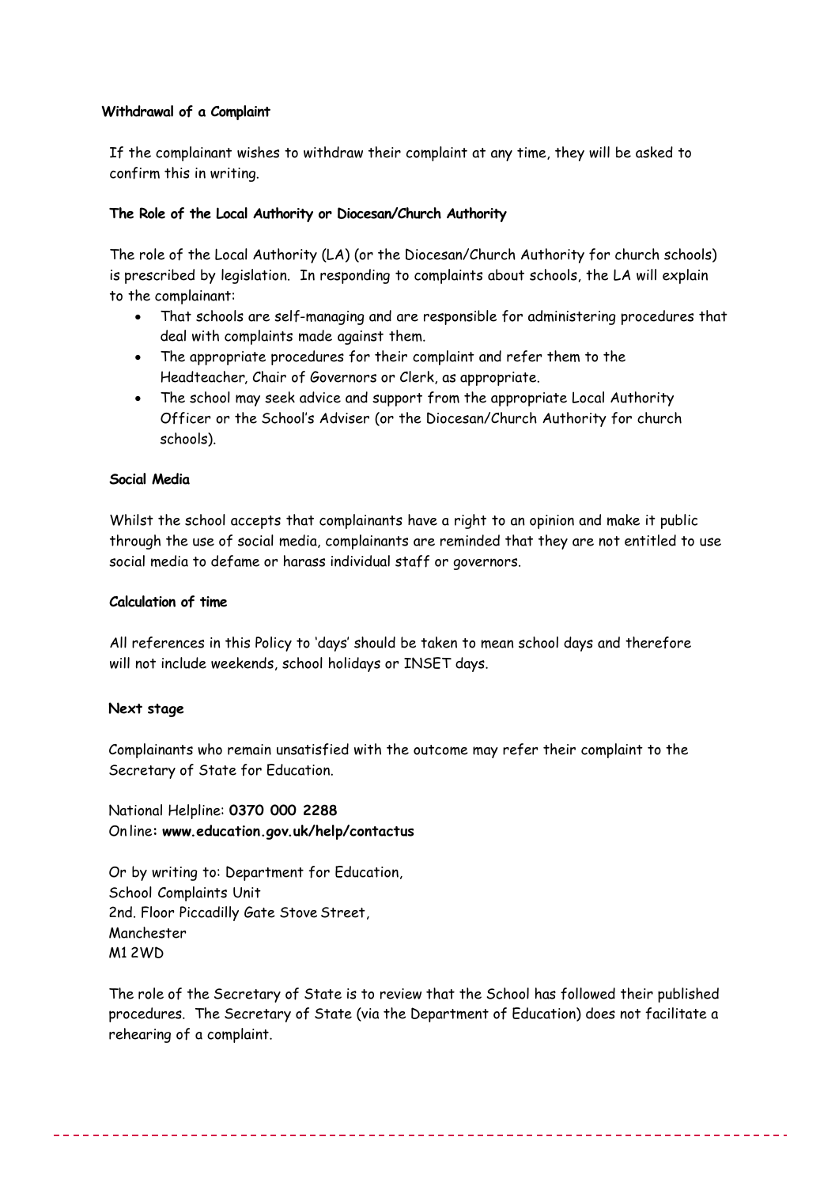**Withdrawal of a Complaint**

If the complainant wishes to withdraw their complaint at any time, they will be asked to confirm this in writing.

**The Role of the Local Authority or Diocesan/Church Authority**

The role of the Local Authority (LA) (or the Diocesan/Church Authority for church schools) is prescribed by legislation. In responding to complaints about schools, the LA will explain to the complainant:

- That schools are self-managing and are responsible for administering procedures that deal with complaints made against them.
- The appropriate procedures for their complaint and refer them to the Headteacher, Chair of Governors or Clerk, as appropriate.
- The school may seek advice and support from the appropriate Local Authority Officer or the School's Adviser (or the Diocesan/Church Authority for church schools).

**Social Media**

Whilst the school accepts that complainants have a right to an opinion and make it public through the use of social media, complainants are reminded that they are not entitled to use social media to defame or harass individual staff or governors.

**Calculation of time**

All references in this Policy to 'days' should be taken to mean school days and therefore will not include weekends, school holidays or INSET days.

**Next stage**

Complainants who remain unsatisfied with the outcome may refer their complaint to the Secretary of State for Education.

National Helpline: **0370 000 2288**
Online**: www.education.gov.uk/help/contactus**

Or by writing to: Department for Education,
School Complaints Unit
2nd. Floor Piccadilly Gate Stove Street,
Manchester
M1 2WD

The role of the Secretary of State is to review that the School has followed their published procedures. The Secretary of State (via the Department of Education) does not facilitate a rehearing of a complaint.